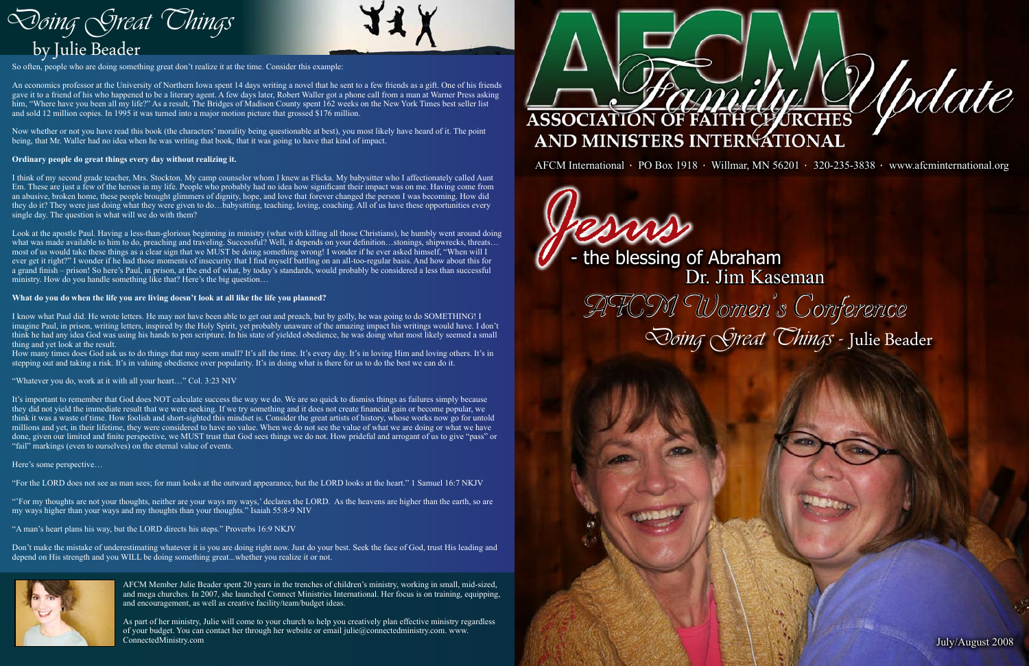# Doing Great Things

## by Julie Beader

So often, people who are doing something great don't realize it at the time. Consider this example:

An economics professor at the University of Northern Iowa spent 14 days writing a novel that he sent to a few friends as a gift. One of his friends gave it to a friend of his who happened to be a literary agent. A few days later, Robert Waller got a phone call from a man at Warner Press asking him, "Where have you been all my life?" As a result, The Bridges of Madison County spent 162 weeks on the New York Times best seller list and sold 12 million copies. In 1995 it was turned into a major motion picture that grossed $176 million.

Now whether or not you have read this book (the characters' morality being questionable at best), you most likely have heard of it. The point being, that Mr. Waller had no idea when he was writing that book, that it was going to have that kind of impact.

**Ordinary people do great things every day without realizing it.**

I think of my second grade teacher, Mrs. Stockton. My camp counselor whom I knew as Flicka. My babysitter who I affectionately called Aunt Em. These are just a few of the heroes in my life. People who probably had no idea how significant their impact was on me. Having come from an abusive, broken home, these people brought glimmers of dignity, hope, and love that forever changed the person I was becoming. How did they do it? They were just doing what they were given to do…babysitting, teaching, loving, coaching. All of us have these opportunities every single day. The question is what will we do with them?

Look at the apostle Paul. Having a less-than-glorious beginning in ministry (what with killing all those Christians), he humbly went around doing what was made available to him to do, preaching and traveling. Successful? Well, it depends on your definition…stonings, shipwrecks, threats… most of us would take these things as a clear sign that we MUST be doing something wrong! I wonder if he ever asked himself, "When will I ever get it right?" I wonder if he had those moments of insecurity that I find myself battling on an all-too-regular basis. And how about this for a grand finish – prison! So here's Paul, in prison, at the end of what, by today's standards, would probably be considered a less than successful ministry. How do you handle something like that? Here's the big question…

**What do you do when the life you are living doesn't look at all like the life you planned?**

I know what Paul did. He wrote letters. He may not have been able to get out and preach, but by golly, he was going to do SOMETHING! I imagine Paul, in prison, writing letters, inspired by the Holy Spirit, yet probably unaware of the amazing impact his writings would have. I don't think he had any idea God was using his hands to pen scripture. In his state of yielded obedience, he was doing what most likely seemed a small thing and yet look at the result.

How many times does God ask us to do things that may seem small? It's all the time. It's every day. It's in loving Him and loving others. It's in stepping out and taking a risk. It's in valuing obedience over popularity. It's in doing what is there for us to do the best we can do it.

"Whatever you do, work at it with all your heart…" Col. 3:23 NIV

It's important to remember that God does NOT calculate success the way we do. We are so quick to dismiss things as failures simply because they did not yield the immediate result that we were seeking. If we try something and it does not create financial gain or become popular, we think it was a waste of time. How foolish and short-sighted this mindset is. Consider the great artists of history, whose works now go for untold millions and yet, in their lifetime, they were considered to have no value. When we do not see the value of what we are doing or what we have done, given our limited and finite perspective, we MUST trust that God sees things we do not. How prideful and arrogant of us to give "pass" or "fail" markings (even to ourselves) on the eternal value of events.

Here's some perspective…

"For the LORD does not see as man sees; for man looks at the outward appearance, but the LORD looks at the heart." 1 Samuel 16:7 NKJV

"'For my thoughts are not your thoughts, neither are your ways my ways,' declares the LORD. As the heavens are higher than the earth, so are my ways higher than your ways and my thoughts than your thoughts." Isaiah 55:8-9 NIV

"A man's heart plans his way, but the LORD directs his steps." Proverbs 16:9 NKJV

Don't make the mistake of underestimating whatever it is you are doing right now. Just do your best. Seek the face of God, trust His leading and depend on His strength and you WILL be doing something great...whether you realize it or not.

AFCM Member Julie Beader spent 20 years in the trenches of children's ministry, working in small, mid-sized, and mega churches. In 2007, she launched Connect Ministries International. Her focus is on training, equipping, and encouragement, as well as creative facility/team/budget ideas.

As part of her ministry, Julie will come to your church to help you creatively plan effective ministry regardless of your budget. You can contact her through her website or email julie@connectedministry.com. www.ConnectedMinistry.com

# AFCM Family Update

## ASSOCIATION OF FAITH CHURCHES AND MINISTERS INTERNATIONAL

AFCM International · PO Box 1918 · Willmar, MN 56201 · 320-235-3838 · www.afcminternational.org

**Jesus - the blessing of Abraham** Dr. Jim Kaseman

**AFCM Women's Conference**

**Doing Great Things** - Julie Beader

July/August 2008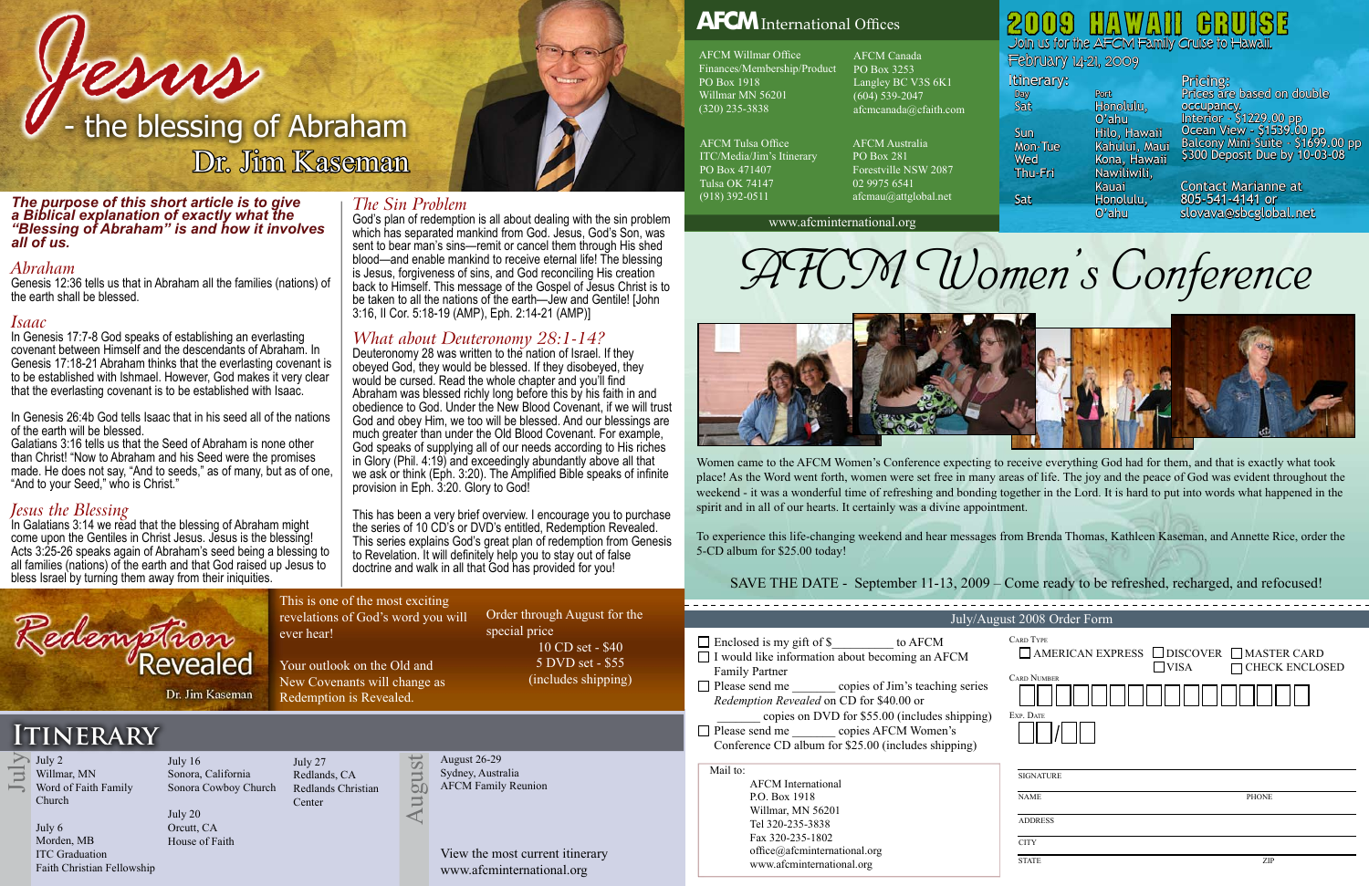# Jesus - the blessing of Abraham

## Dr. Jim Kaseman

***The purpose of this short article is to give a Biblical explanation of exactly what the "Blessing of Abraham" is and how it involves all of us.***

### *Abraham*

Genesis 12:36 tells us that in Abraham all the families (nations) of the earth shall be blessed.

### *Isaac*

In Genesis 17:7-8 God speaks of establishing an everlasting covenant between Himself and the descendants of Abraham. In Genesis 17:18-21 Abraham thinks that the everlasting covenant is to be established with Ishmael. However, God makes it very clear that the everlasting covenant is to be established with Isaac.

In Genesis 26:4b God tells Isaac that in his seed all of the nations of the earth will be blessed.

Galatians 3:16 tells us that the Seed of Abraham is none other than Christ! "Now to Abraham and his Seed were the promises made. He does not say, "And to seeds," as of many, but as of one, "And to your Seed," who is Christ."

### *Jesus the Blessing*

In Galatians 3:14 we read that the blessing of Abraham might come upon the Gentiles in Christ Jesus. Jesus is the blessing! Acts 3:25-26 speaks again of Abraham's seed being a blessing to all families (nations) of the earth and that God raised up Jesus to bless Israel by turning them away from their iniquities.

### *The Sin Problem*

God's plan of redemption is all about dealing with the sin problem which has separated mankind from God. Jesus, God's Son, was sent to bear man's sins—remit or cancel them through His shed blood—and enable mankind to receive eternal life! The blessing is Jesus, forgiveness of sins, and God reconciling His creation back to Himself. This message of the Gospel of Jesus Christ is to be taken to all the nations of the earth—Jew and Gentile! [John 3:16, II Cor. 5:18-19 (AMP), Eph. 2:14-21 (AMP)]

### *What about Deuteronomy 28:1-14?*

Deuteronomy 28 was written to the nation of Israel. If they obeyed God, they would be blessed. If they disobeyed, they would be cursed. Read the whole chapter and you'll find Abraham was blessed richly long before this by his faith in and obedience to God. Under the New Blood Covenant, if we will trust God and obey Him, we too will be blessed. And our blessings are much greater than under the Old Blood Covenant. For example, God speaks of supplying all of our needs according to His riches in Glory (Phil. 4:19) and exceedingly abundantly above all that we ask or think (Eph. 3:20). The Amplified Bible speaks of infinite provision in Eph. 3:20. Glory to God!

This has been a very brief overview. I encourage you to purchase the series of 10 CD's or DVD's entitled, Redemption Revealed. This series explains God's great plan of redemption from Genesis to Revelation. It will definitely help you to stay out of false doctrine and walk in all that God has provided for you!

## Redemption Revealed

Dr. Jim Kaseman

This is one of the most exciting revelations of God's word you will ever hear!

Your outlook on the Old and New Covenants will change as Redemption is Revealed.

Order through August for the special price
10 CD set - $40
5 DVD set - $55
(includes shipping)

## Itinerary

**July**

July 2
Willmar, MN
Word of Faith Family Church

July 6
Morden, MB
ITC Graduation
Faith Christian Fellowship

July 16
Sonora, California
Sonora Cowboy Church

July 20
Orcutt, CA
House of Faith

July 27
Redlands, CA
Redlands Christian Center

**August**

August 26-29
Sydney, Australia
AFCM Family Reunion

View the most current itinerary
www.afcminternational.org

## AFCM International Offices

AFCM Willmar Office
Finances/Membership/Product
PO Box 1918
Willmar MN 56201
(320) 235-3838

AFCM Canada
PO Box 3253
Langley BC V3S 6K1
(604) 539-2047
afcmcanada@cfaith.com

AFCM Tulsa Office
ITC/Media/Jim's Itinerary
PO Box 471407
Tulsa OK 74147
(918) 392-0511

AFCM Australia
PO Box 281
Forestville NSW 2087
02 9975 6541
afcmau@attglobal.net

www.afcminternational.org

## 2009 HAWAII CRUISE

Join us for the AFCM Family Cruise to Hawaii.
February 14-21, 2009

**Itinerary:**

| Day | Port |
|---|---|
| Sat | Honolulu, O'ahu |
| Sun | Hilo, Hawaii |
| Mon-Tue | Kahului, Maui |
| Wed | Kona, Hawaii |
| Thu-Fri | Nawiliwili, Kauai |
| Sat | Honolulu, O'ahu |

**Pricing:**
Prices are based on double occupancy.
Interior - $1229.00 pp
Ocean View - $1539.00 pp
Balcony Mini Suite - $1699.00 pp
$300 Deposit Due by 10-03-08

Contact Marianne at
805-541-4141 or
slovava@sbcglobal.net

## AFCM Women's Conference

Women came to the AFCM Women's Conference expecting to receive everything God had for them, and that is exactly what took place! As the Word went forth, women were set free in many areas of life. The joy and the peace of God was evident throughout the weekend - it was a wonderful time of refreshing and bonding together in the Lord. It is hard to put into words what happened in the spirit and in all of our hearts. It certainly was a divine appointment.

To experience this life-changing weekend and hear messages from Brenda Thomas, Kathleen Kaseman, and Annette Rice, order the 5-CD album for $25.00 today!

SAVE THE DATE - September 11-13, 2009 – Come ready to be refreshed, recharged, and refocused!

## July/August 2008 Order Form

☐ Enclosed is my gift of $__________ to AFCM
☐ I would like information about becoming an AFCM Family Partner
☐ Please send me _______ copies of Jim's teaching series *Redemption Revealed* on CD for $40.00 or _______ copies on DVD for $55.00 (includes shipping)
☐ Please send me _______ copies AFCM Women's Conference CD album for $25.00 (includes shipping)

Mail to:
AFCM International
P.O. Box 1918
Willmar, MN 56201
Tel 320-235-3838
Fax 320-235-1802
office@afcminternational.org
www.afcminternational.org

Card Type
☐ AMERICAN EXPRESS ☐ DISCOVER ☐ MASTER CARD ☐ VISA ☐ CHECK ENCLOSED

Card Number

Exp. Date ___/___

SIGNATURE

NAME PHONE

ADDRESS

CITY

STATE ZIP